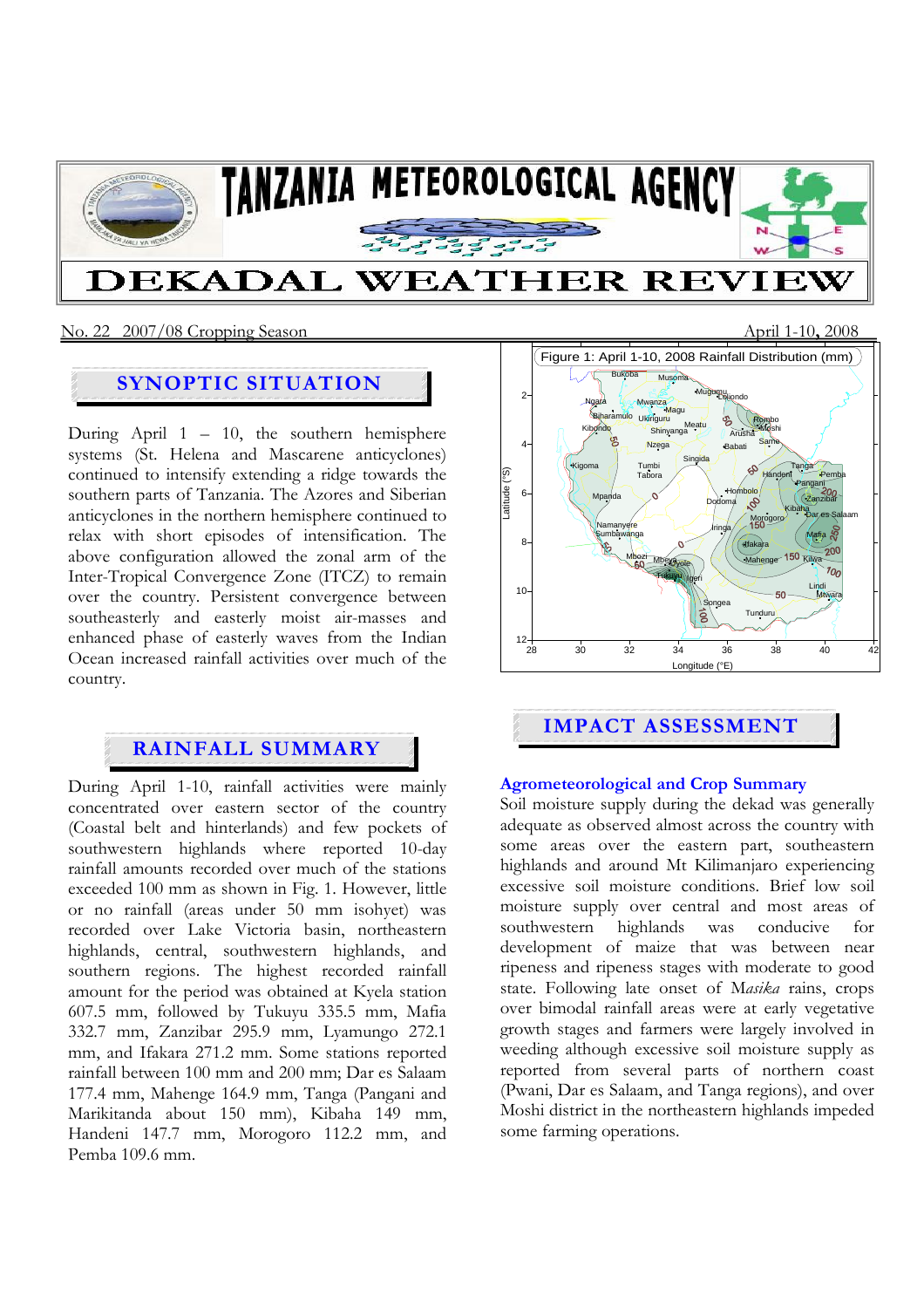# TANZANIA METEOROLOGICAL AGENCY

# DEKADAL WEATHER REVIEW

No. 22 2007/08 Cropping Season — April 1-10, 2008

## SYNOPTIC SITUATION

During April 1 – 10, the southern hemisphere systems (St. Helena and Mascarene anticyclones) continued to intensify extending a ridge towards the southern parts of Tanzania. The Azores and Siberian anticyclones in the northern hemisphere continued to relax with short episodes of intensification. The above configuration allowed the zonal arm of the Inter-Tropical Convergence Zone (ITCZ) to remain over the country. Persistent convergence between southeasterly and easterly moist air-masses and enhanced phase of easterly waves from the Indian Ocean increased rainfall activities over much of the country.

## RAINFALL SUMMARY

During April 1-10, rainfall activities were mainly concentrated over eastern sector of the country (Coastal belt and hinterlands) and few pockets of southwestern highlands where reported 10-day rainfall amounts recorded over much of the stations exceeded 100 mm as shown in Fig. 1. However, little or no rainfall (areas under 50 mm isohyet) was recorded over Lake Victoria basin, northeastern highlands, central, southwestern highlands, and southern regions. The highest recorded rainfall amount for the period was obtained at Kyela station 607.5 mm, followed by Tukuyu 335.5 mm, Mafia 332.7 mm, Zanzibar 295.9 mm, Lyamungo 272.1 mm, and Ifakara 271.2 mm. Some stations reported rainfall between 100 mm and 200 mm; Dar es Salaam 177.4 mm, Mahenge 164.9 mm, Tanga (Pangani and Marikitanda about 150 mm), Kibaha 149 mm, Handeni 147.7 mm, Morogoro 112.2 mm, and Pemba 109.6 mm.

Figure 1: April 1-10, 2008 Rainfall Distribution (mm)

## IMPACT ASSESSMENT

### Agrometeorological and Crop Summary

Soil moisture supply during the dekad was generally adequate as observed almost across the country with some areas over the eastern part, southeastern highlands and around Mt Kilimanjaro experiencing excessive soil moisture conditions. Brief low soil moisture supply over central and most areas of southwestern highlands was conducive for development of maize that was between near ripeness and ripeness stages with moderate to good state. Following late onset of M*asika* rains, crops over bimodal rainfall areas were at early vegetative growth stages and farmers were largely involved in weeding although excessive soil moisture supply as reported from several parts of northern coast (Pwani, Dar es Salaam, and Tanga regions), and over Moshi district in the northeastern highlands impeded some farming operations.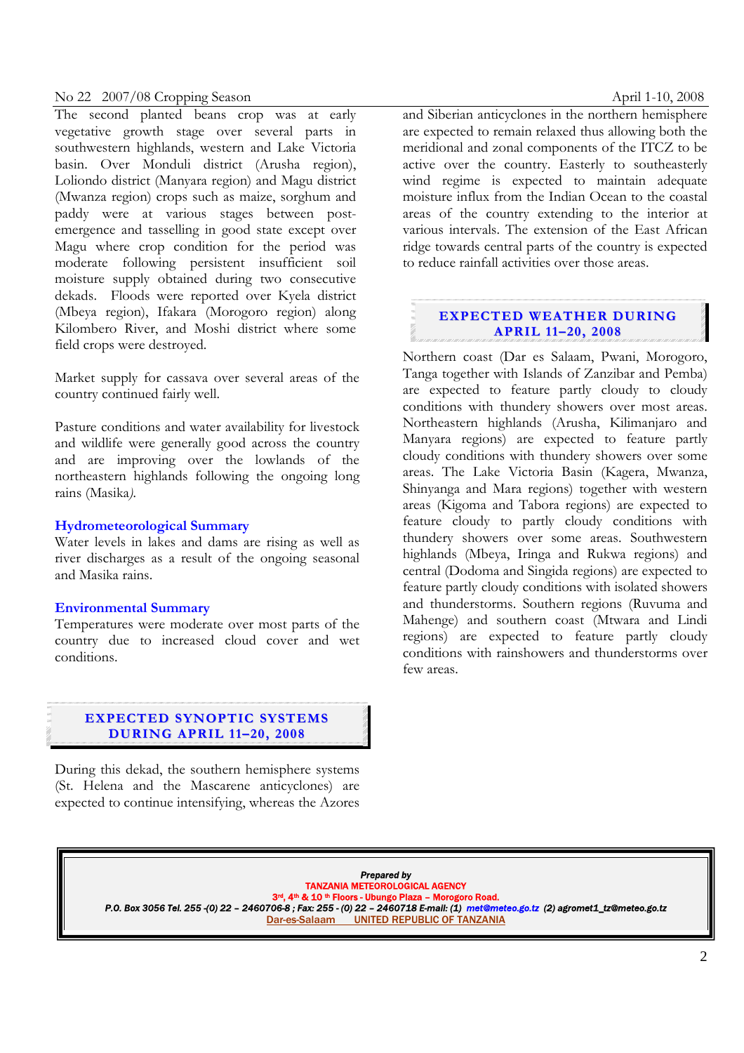The second planted beans crop was at early vegetative growth stage over several parts in southwestern highlands, western and Lake Victoria basin. Over Monduli district (Arusha region), Loliondo district (Manyara region) and Magu district (Mwanza region) crops such as maize, sorghum and paddy were at various stages between post-emergence and tasselling in good state except over Magu where crop condition for the period was moderate following persistent insufficient soil moisture supply obtained during two consecutive dekads. Floods were reported over Kyela district (Mbeya region), Ifakara (Morogoro region) along Kilombero River, and Moshi district where some field crops were destroyed.

Market supply for cassava over several areas of the country continued fairly well.

Pasture conditions and water availability for livestock and wildlife were generally good across the country and are improving over the lowlands of the northeastern highlands following the ongoing long rains (Masika*)*.

### Hydrometeorological Summary

Water levels in lakes and dams are rising as well as river discharges as a result of the ongoing seasonal and Masika rains.

### Environmental Summary

Temperatures were moderate over most parts of the country due to increased cloud cover and wet conditions.

## EXPECTED SYNOPTIC SYSTEMS DURING APRIL 11–20, 2008

During this dekad, the southern hemisphere systems (St. Helena and the Mascarene anticyclones) are expected to continue intensifying, whereas the Azores and Siberian anticyclones in the northern hemisphere are expected to remain relaxed thus allowing both the meridional and zonal components of the ITCZ to be active over the country. Easterly to southeasterly wind regime is expected to maintain adequate moisture influx from the Indian Ocean to the coastal areas of the country extending to the interior at various intervals. The extension of the East African ridge towards central parts of the country is expected to reduce rainfall activities over those areas.

## EXPECTED WEATHER DURING APRIL 11–20, 2008

Northern coast (Dar es Salaam, Pwani, Morogoro, Tanga together with Islands of Zanzibar and Pemba) are expected to feature partly cloudy to cloudy conditions with thundery showers over most areas. Northeastern highlands (Arusha, Kilimanjaro and Manyara regions) are expected to feature partly cloudy conditions with thundery showers over some areas. The Lake Victoria Basin (Kagera, Mwanza, Shinyanga and Mara regions) together with western areas (Kigoma and Tabora regions) are expected to feature cloudy to partly cloudy conditions with thundery showers over some areas. Southwestern highlands (Mbeya, Iringa and Rukwa regions) and central (Dodoma and Singida regions) are expected to feature partly cloudy conditions with isolated showers and thunderstorms. Southern regions (Ruvuma and Mahenge) and southern coast (Mtwara and Lindi regions) are expected to feature partly cloudy conditions with rainshowers and thunderstorms over few areas.

***Prepared by***
**TANZANIA METEOROLOGICAL AGENCY**
**3rd, 4th & 10th Floors - Ubungo Plaza – Morogoro Road.**
***P.O. Box 3056 Tel. 255 -(0) 22 – 2460706-8 ; Fax: 255 - (0) 22 – 2460718 E-mail: (1) met@meteo.go.tz (2) agromet1_tz@meteo.go.tz***
Dar-es-Salaam UNITED REPUBLIC OF TANZANIA